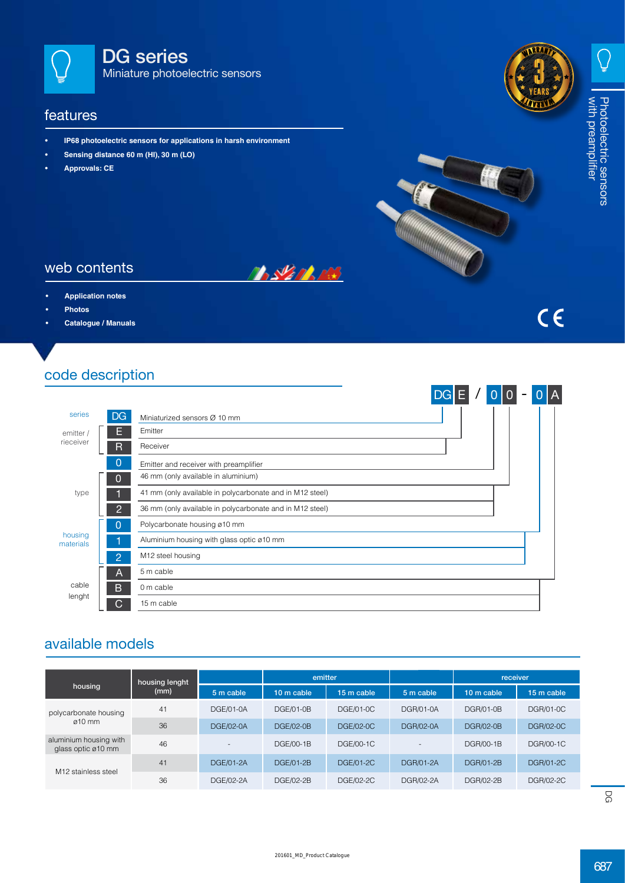# DG series

Miniature photoelectric sensors

## features

- **IP68 photoelectric sensors for applications in harsh environment**
- **Sensing distance 60 m (HI), 30 m (LO)**
- **Approvals: CE**

## web contents

- **Application notes**
- **Photos**
- **Catalogue / Manuals**

## code description

DG E / 0 0 - 0 A

| | | |
|---|---|---|
| series | DG | Miniaturized sensors Ø 10 mm |
| emitter / rieceiver | E | Emitter |
| | R | Receiver |
| | 0 | Emitter and receiver with preamplifier |
| type | 0 | 46 mm (only available in aluminium) |
| | 1 | 41 mm (only available in polycarbonate and in M12 steel) |
| | 2 | 36 mm (only available in polycarbonate and in M12 steel) |
| housing materials | 0 | Polycarbonate housing ø10 mm |
| | 1 | Aluminium housing with glass optic ø10 mm |
| | 2 | M12 steel housing |
| cable lenght | A | 5 m cable |
| | B | 0 m cable |
| | C | 15 m cable |

## available models

| housing | housing lenght (mm) | emitter | | | receiver | | |
|---|---|---|---|---|---|---|---|
| | | 5 m cable | 10 m cable | 15 m cable | 5 m cable | 10 m cable | 15 m cable |
| polycarbonate housing ø10 mm | 41 | DGE/01-0A | DGE/01-0B | DGE/01-0C | DGR/01-0A | DGR/01-0B | DGR/01-0C |
| | 36 | DGE/02-0A | DGE/02-0B | DGE/02-0C | DGR/02-0A | DGR/02-0B | DGR/02-0C |
| aluminium housing with glass optic ø10 mm | 46 | - | DGE/00-1B | DGE/00-1C | - | DGR/00-1B | DGR/00-1C |
| M12 stainless steel | 41 | DGE/01-2A | DGE/01-2B | DGE/01-2C | DGR/01-2A | DGR/01-2B | DGR/01-2C |
| | 36 | DGE/02-2A | DGE/02-2B | DGE/02-2C | DGR/02-2A | DGR/02-2B | DGR/02-2C |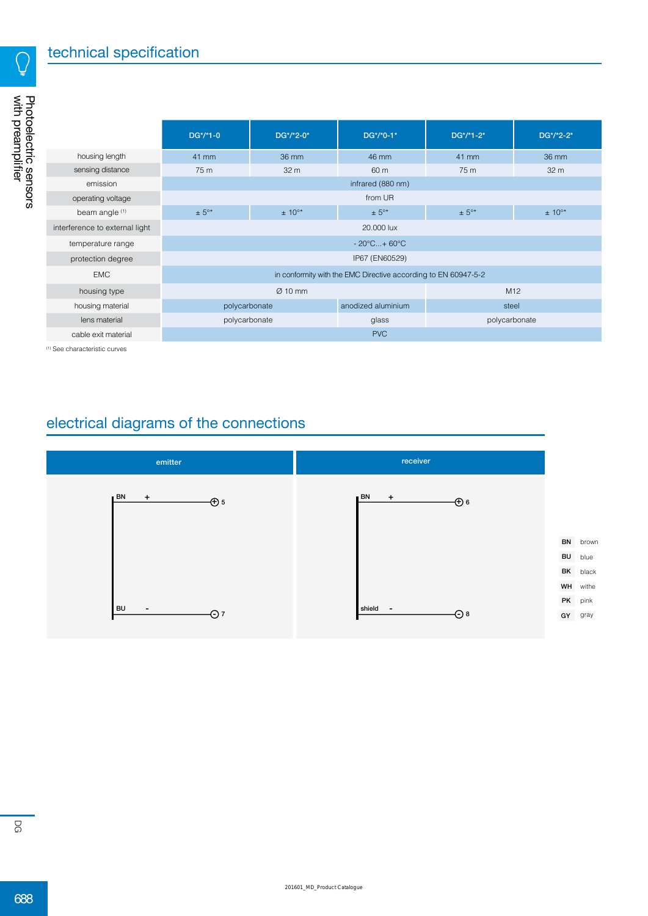## technical specification

| | DG*/*1-0 | DG*/*2-0* | DG*/*0-1* | DG*/*1-2* | DG*/*2-2* |
|---|---|---|---|---|---|
| housing length | 41 mm | 36 mm | 46 mm | 41 mm | 36 mm |
| sensing distance | 75 m | 32 m | 60 m | 75 m | 32 m |
| emission | infrared (880 nm) | | | | |
| operating voltage | from UR | | | | |
| beam angle [1] | ± 5°* | ± 10°* | ± 5°* | ± 5°* | ± 10°* |
| interference to external light | 20.000 lux | | | | |
| temperature range | - 20°C...+ 60°C | | | | |
| protection degree | IP67 (EN60529) | | | | |
| EMC | in conformity with the EMC Directive according to EN 60947-5-2 | | | | |
| housing type | Ø 10 mm | | | M12 | |
| housing material | polycarbonate | | anodized aluminium | steel | |
| lens material | polycarbonate | | glass | polycarbonate | |
| cable exit material | PVC | | | | |

[1] See characteristic curves

## electrical diagrams of the connections

**emitter**

BN + ⊕ 5

BU - ⊖ 7

**receiver**

BN + ⊕ 6

shield - ⊖ 8

| | |
|---|---|
| BN | brown |
| BU | blue |
| BK | black |
| WH | withe |
| PK | pink |
| GY | gray |

201601_MD_Product Catalogue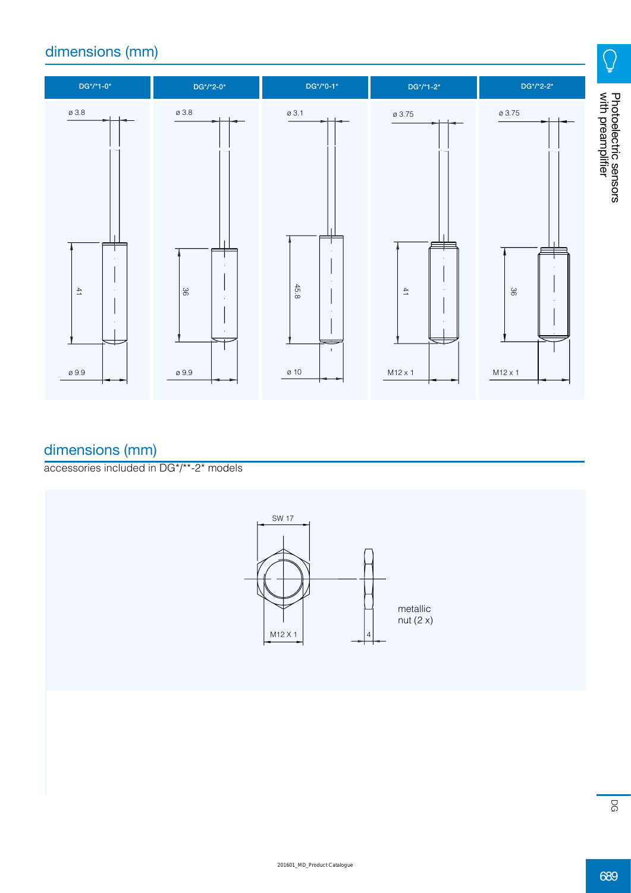## dimensions (mm)

DG*/*1-0*

ø 3.8

41

ø 9.9

DG*/*2-0*

ø 3.8

36

ø 9.9

DG*/*0-1*

ø 3.1

45.8

ø 10

DG*/*1-2*

ø 3.75

41

M12 x 1

DG*/*2-2*

ø 3.75

36

M12 x 1

## dimensions (mm)

accessories included in DG*/**-2* models

SW 17

M12 X 1

4

metallic nut (2 x)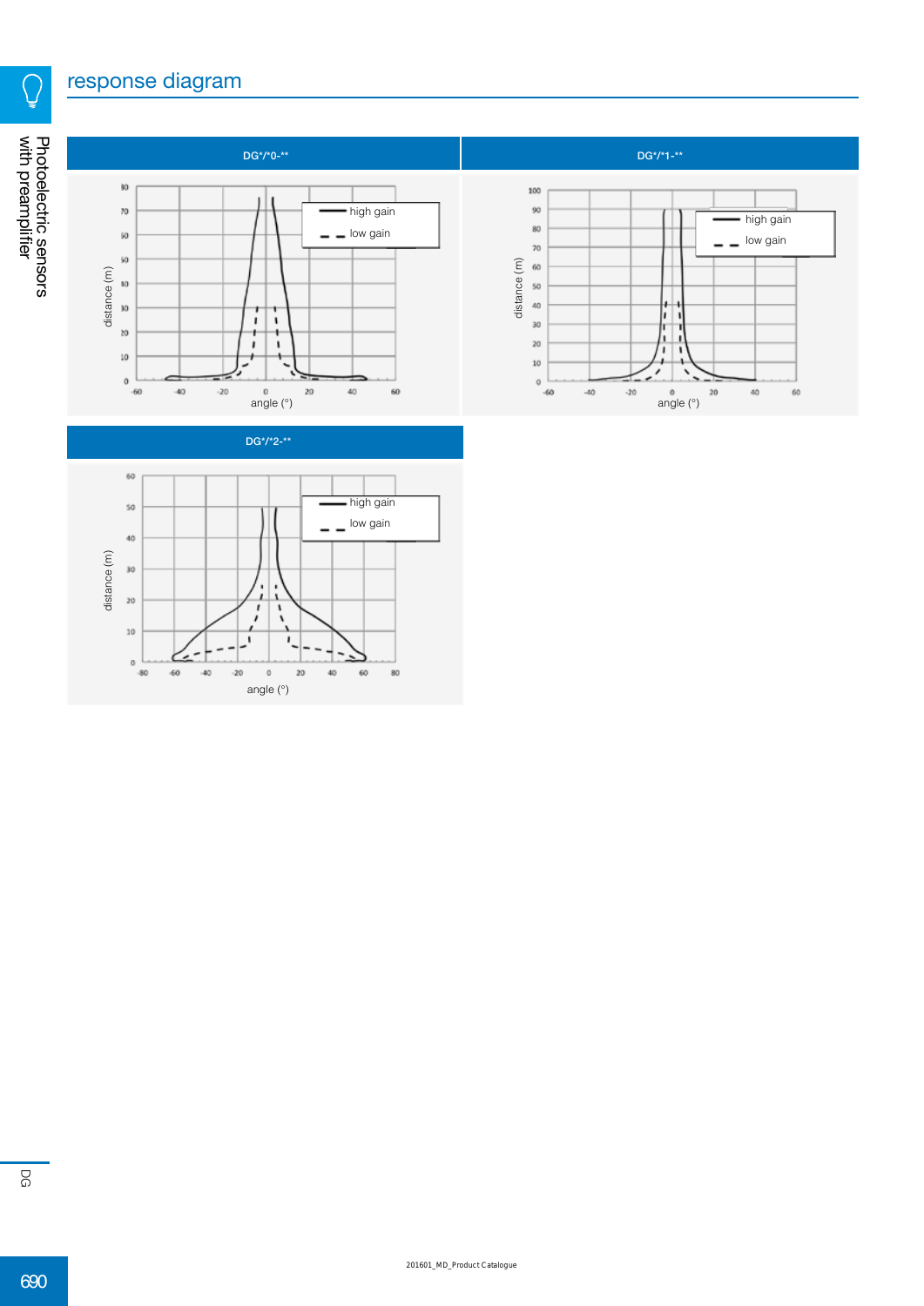## response diagram

### DG*/*0-**

high gain
low gain

distance (m)
80
70
60
50
40
30
20
10
0

-60 -40 -20 0 20 40 60
angle (°)

### DG*/*1-**

high gain
low gain

distance (m)
100
90
80
70
60
50
40
30
20
10
0

-60 -40 -20 0 20 40 60
angle (°)

### DG*/*2-**

high gain
low gain

distance (m)
60
50
40
30
20
10
0

-80 -60 -40 -20 0 20 40 60 80
angle (°)

201601_MD_Product Catalogue